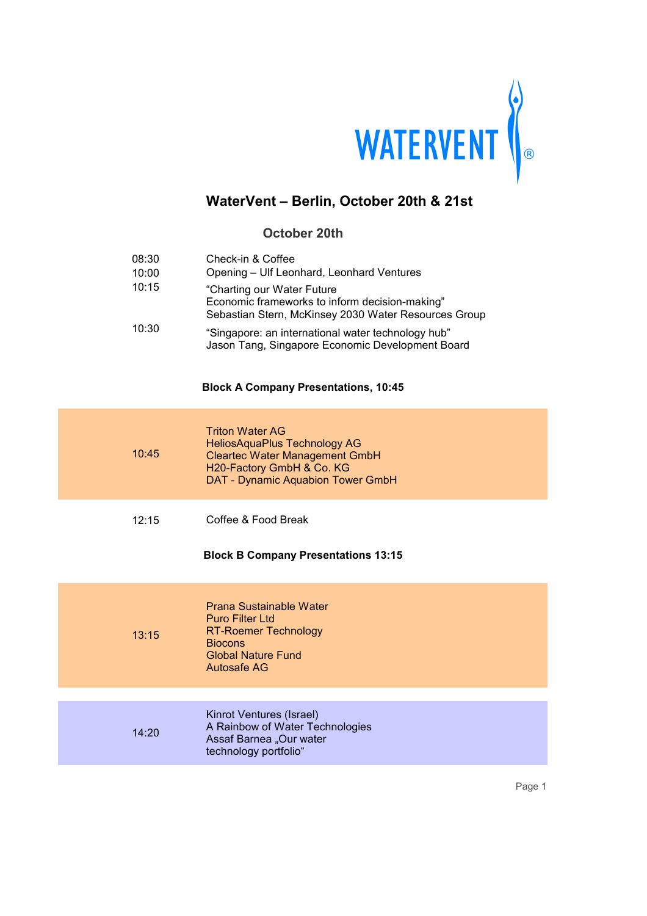WATERVENT®

# WaterVent – Berlin, October 20th & 21st

## October 20th

| | |
|---|---|
| 08:30 | Check-in & Coffee |
| 10:00 | Opening – Ulf Leonhard, Leonhard Ventures |
| 10:15 | “Charting our Water Future<br>Economic frameworks to inform decision-making”<br>Sebastian Stern, McKinsey 2030 Water Resources Group |
| 10:30 | “Singapore: an international water technology hub”<br>Jason Tang, Singapore Economic Development Board |

**Block A Company Presentations, 10:45**

| | |
|---|---|
| 10:45 | Triton Water AG<br>HeliosAquaPlus Technology AG<br>Cleartec Water Management GmbH<br>H20-Factory GmbH & Co. KG<br>DAT - Dynamic Aquabion Tower GmbH |
| 12:15 | Coffee & Food Break |

**Block B Company Presentations 13:15**

| | |
|---|---|
| 13:15 | Prana Sustainable Water<br>Puro Filter Ltd<br>RT-Roemer Technology<br>Biocons<br>Global Nature Fund<br>Autosafe AG |
| 14:20 | Kinrot Ventures (Israel)<br>A Rainbow of Water Technologies<br>Assaf Barnea „Our water technology portfolio“ |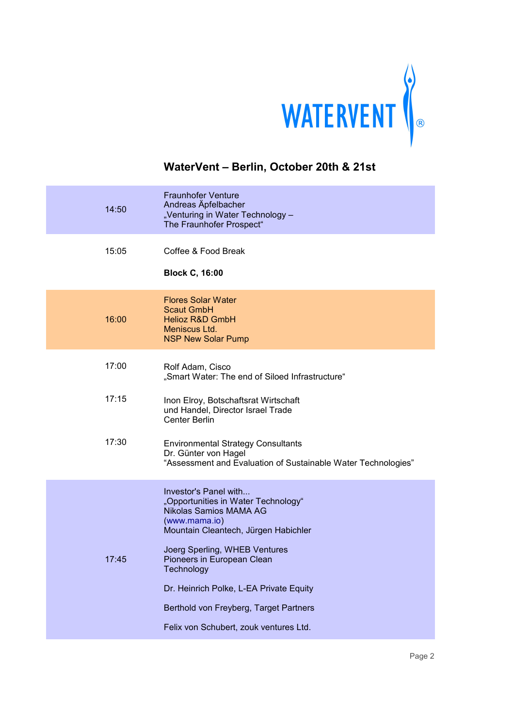## WaterVent – Berlin, October 20th & 21st

| Time | Program |
|---|---|
| 14:50 | Fraunhofer Venture<br>Andreas Äpfelbacher<br>„Venturing in Water Technology –<br>The Fraunhofer Prospect“ |
| 15:05 | Coffee & Food Break |
| | **Block C, 16:00** |
| 16:00 | Flores Solar Water<br>Scaut GmbH<br>Helioz R&D GmbH<br>Meniscus Ltd.<br>NSP New Solar Pump |
| 17:00 | Rolf Adam, Cisco<br>„Smart Water: The end of Siloed Infrastructure“ |
| 17:15 | Inon Elroy, Botschaftsrat Wirtschaft und Handel, Director Israel Trade Center Berlin |
| 17:30 | Environmental Strategy Consultants<br>Dr. Günter von Hagel<br>“Assessment and Evaluation of Sustainable Water Technologies” |
| 17:45 | Investor's Panel with...<br>„Opportunities in Water Technology“<br>Nikolas Samios MAMA AG<br>(www.mama.io)<br>Mountain Cleantech, Jürgen Habichler<br><br>Joerg Sperling, WHEB Ventures<br>Pioneers in European Clean Technology<br><br>Dr. Heinrich Polke, L-EA Private Equity<br><br>Berthold von Freyberg, Target Partners<br><br>Felix von Schubert, zouk ventures Ltd. |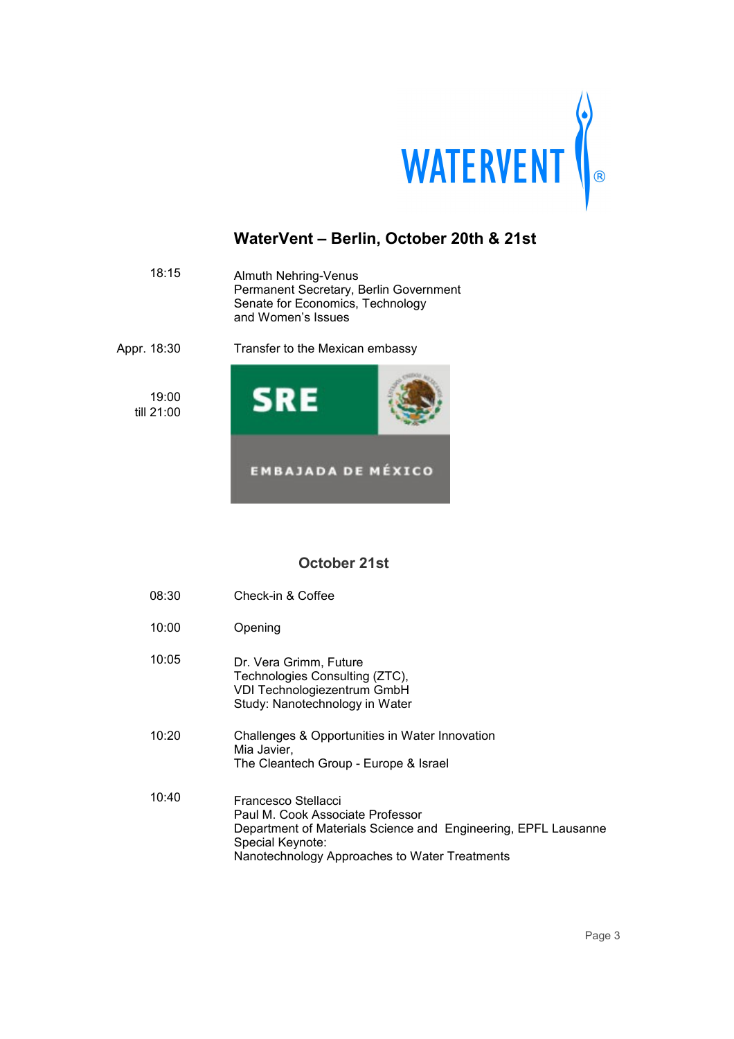## WaterVent – Berlin, October 20th & 21st

| | |
|---|---|
| 18:15 | Almuth Nehring-Venus<br>Permanent Secretary, Berlin Government<br>Senate for Economics, Technology<br>and Women's Issues |
| Appr. 18:30 | Transfer to the Mexican embassy |
| 19:00<br>till 21:00 | SRE<br>EMBAJADA DE MÉXICO |

## October 21st

| | |
|---|---|
| 08:30 | Check-in & Coffee |
| 10:00 | Opening |
| 10:05 | Dr. Vera Grimm, Future<br>Technologies Consulting (ZTC),<br>VDI Technologiezentrum GmbH<br>Study: Nanotechnology in Water |
| 10:20 | Challenges & Opportunities in Water Innovation<br>Mia Javier,<br>The Cleantech Group - Europe & Israel |
| 10:40 | Francesco Stellacci<br>Paul M. Cook Associate Professor<br>Department of Materials Science and Engineering, EPFL Lausanne<br>Special Keynote:<br>Nanotechnology Approaches to Water Treatments |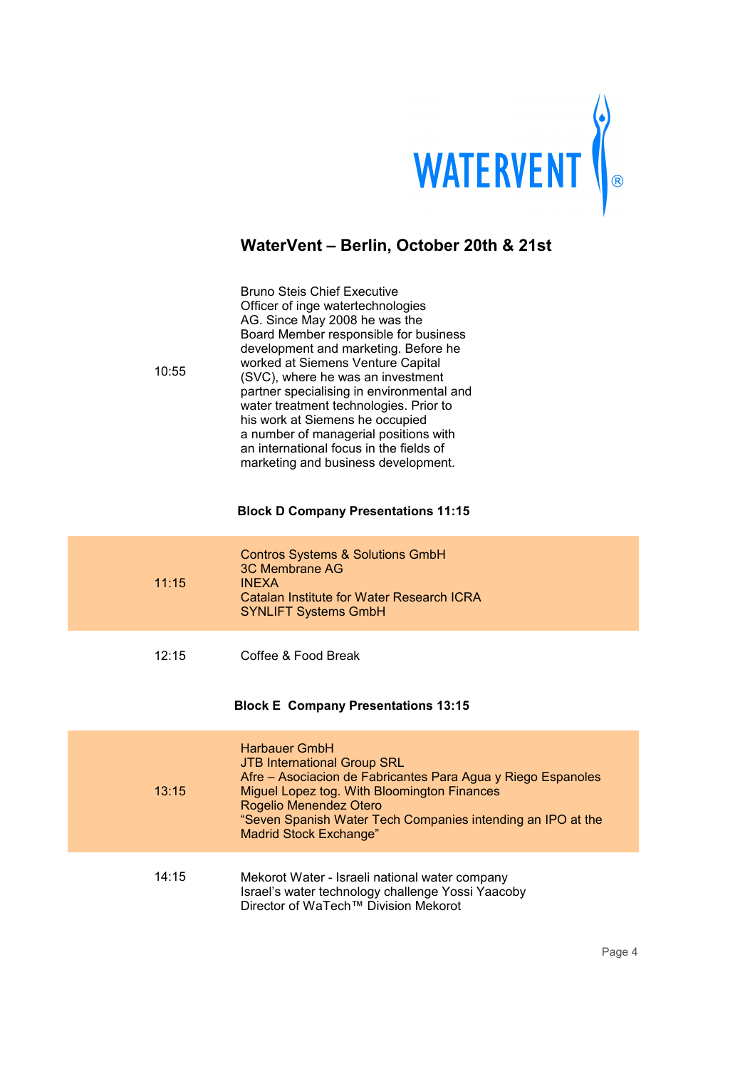WATERVENT®

## WaterVent – Berlin, October 20th & 21st

| Time | Program |
|---|---|
| 10:55 | Bruno Steis Chief Executive Officer of inge watertechnologies AG. Since May 2008 he was the Board Member responsible for business development and marketing. Before he worked at Siemens Venture Capital (SVC), where he was an investment partner specialising in environmental and water treatment technologies. Prior to his work at Siemens he occupied a number of managerial positions with an international focus in the fields of marketing and business development. |

**Block D Company Presentations 11:15**

| Time | Program |
|---|---|
| 11:15 | Contros Systems & Solutions GmbH<br>3C Membrane AG<br>INEXA<br>Catalan Institute for Water Research ICRA<br>SYNLIFT Systems GmbH |
| 12:15 | Coffee & Food Break |

**Block E Company Presentations 13:15**

| Time | Program |
|---|---|
| 13:15 | Harbauer GmbH<br>JTB International Group SRL<br>Afre – Asociacion de Fabricantes Para Agua y Riego Espanoles<br>Miguel Lopez tog. With Bloomington Finances<br>Rogelio Menendez Otero<br>"Seven Spanish Water Tech Companies intending an IPO at the Madrid Stock Exchange" |
| 14:15 | Mekorot Water - Israeli national water company<br>Israel's water technology challenge Yossi Yaacoby<br>Director of WaTech™ Division Mekorot |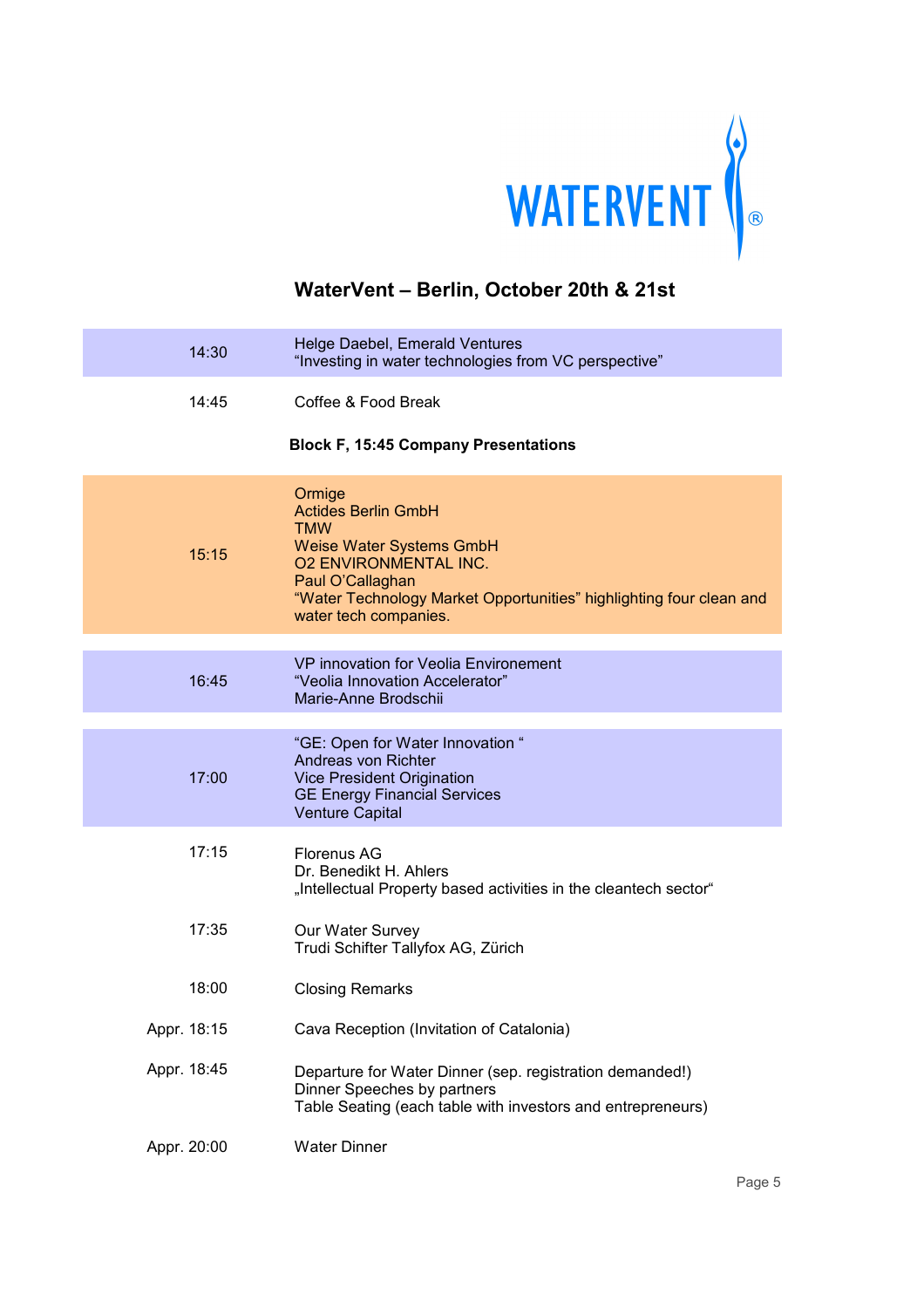WATERVENT®

## WaterVent – Berlin, October 20th & 21st

| | |
|---|---|
| 14:30 | Helge Daebel, Emerald Ventures<br>"Investing in water technologies from VC perspective" |
| 14:45 | Coffee & Food Break |
| | **Block F, 15:45 Company Presentations** |
| 15:15 | Ormige<br>Actides Berlin GmbH<br>TMW<br>Weise Water Systems GmbH<br>O2 ENVIRONMENTAL INC.<br>Paul O'Callaghan<br>"Water Technology Market Opportunities" highlighting four clean and water tech companies. |
| 16:45 | VP innovation for Veolia Environement<br>"Veolia Innovation Accelerator"<br>Marie-Anne Brodschii |
| 17:00 | "GE: Open for Water Innovation "<br>Andreas von Richter<br>Vice President Origination<br>GE Energy Financial Services<br>Venture Capital |
| 17:15 | Florenus AG<br>Dr. Benedikt H. Ahlers<br>„Intellectual Property based activities in the cleantech sector" |
| 17:35 | Our Water Survey<br>Trudi Schifter Tallyfox AG, Zürich |
| 18:00 | Closing Remarks |
| Appr. 18:15 | Cava Reception (Invitation of Catalonia) |
| Appr. 18:45 | Departure for Water Dinner (sep. registration demanded!)<br>Dinner Speeches by partners<br>Table Seating (each table with investors and entrepreneurs) |
| Appr. 20:00 | Water Dinner |